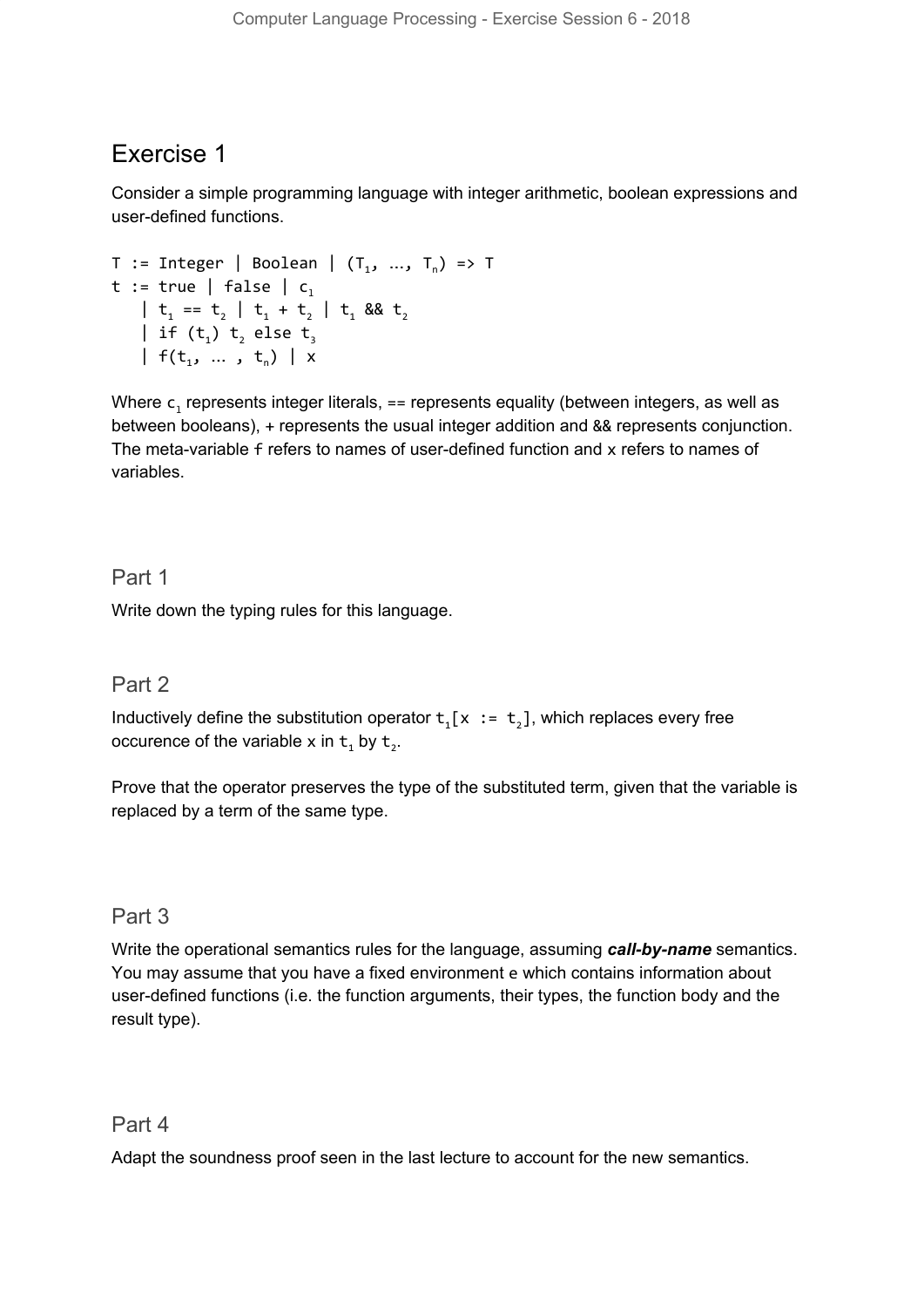# Exercise 1

Consider a simple programming language with integer arithmetic, boolean expressions and user-defined functions.

```
T := Integer | Boolean | (T₁, …, Tₙ) => T
t := true | false | c₁
   | t₁ == t₂ | t₁ + t₂ | t₁ && t₂
   | if (t₁) t₂ else t₃
   | f(t₁, … , tₙ) | x
```

Where $c_1$ represents integer literals, == represents equality (between integers, as well as between booleans), + represents the usual integer addition and && represents conjunction. The meta-variable f refers to names of user-defined function and x refers to names of variables.

## Part 1

Write down the typing rules for this language.

## Part 2

Inductively define the substitution operator $t_1[x := t_2]$, which replaces every free occurence of the variable x in $t_1$ by $t_2$.

Prove that the operator preserves the type of the substituted term, given that the variable is replaced by a term of the same type.

## Part 3

Write the operational semantics rules for the language, assuming ***call-by-name*** semantics. You may assume that you have a fixed environment e which contains information about user-defined functions (i.e. the function arguments, their types, the function body and the result type).

## Part 4

Adapt the soundness proof seen in the last lecture to account for the new semantics.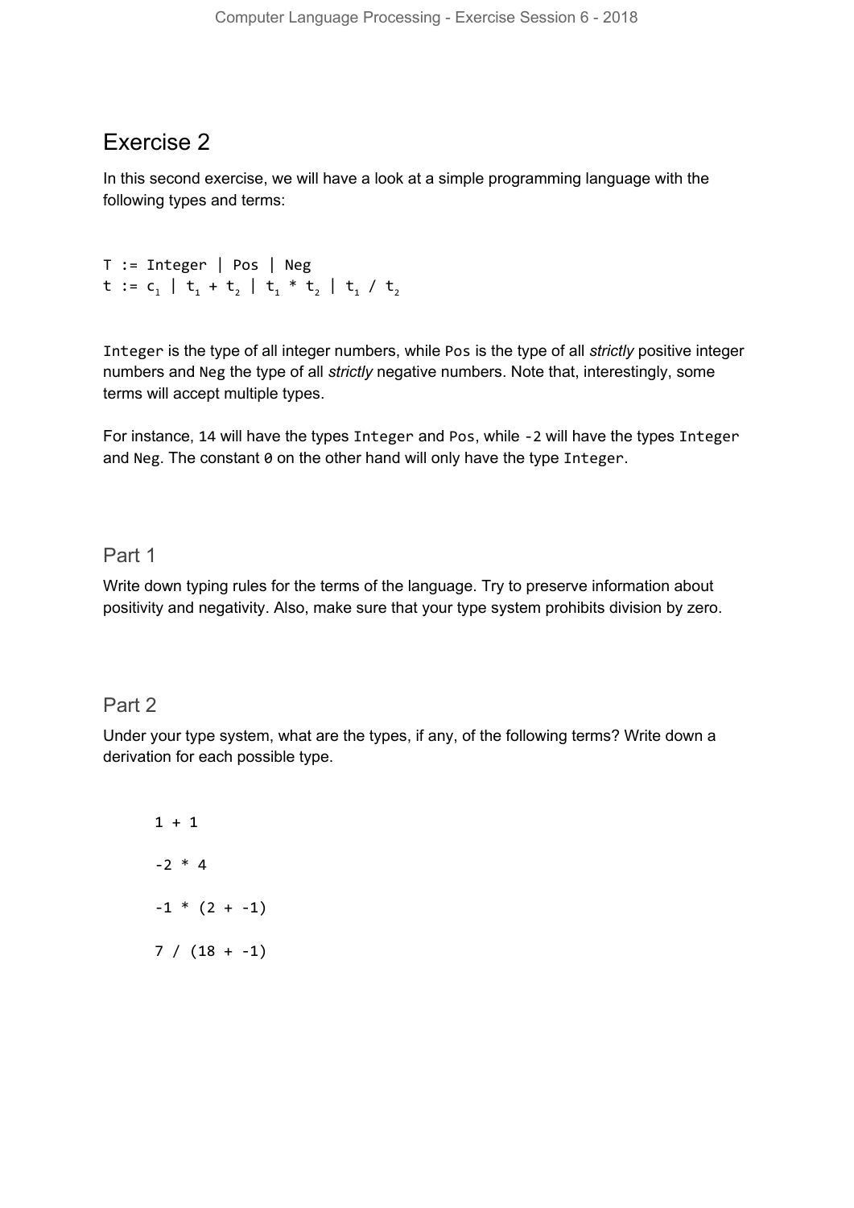# Exercise 2

In this second exercise, we will have a look at a simple programming language with the following types and terms:

```
T := Integer | Pos | Neg
t := c_1 | t_1 + t_2 | t_1 * t_2 | t_1 / t_2
```

`Integer` is the type of all integer numbers, while `Pos` is the type of all *strictly* positive integer numbers and `Neg` the type of all *strictly* negative numbers. Note that, interestingly, some terms will accept multiple types.

For instance, `14` will have the types `Integer` and `Pos`, while `-2` will have the types `Integer` and `Neg`. The constant `0` on the other hand will only have the type `Integer`.

## Part 1

Write down typing rules for the terms of the language. Try to preserve information about positivity and negativity. Also, make sure that your type system prohibits division by zero.

## Part 2

Under your type system, what are the types, if any, of the following terms? Write down a derivation for each possible type.

```
1 + 1

-2 * 4

-1 * (2 + -1)

7 / (18 + -1)
```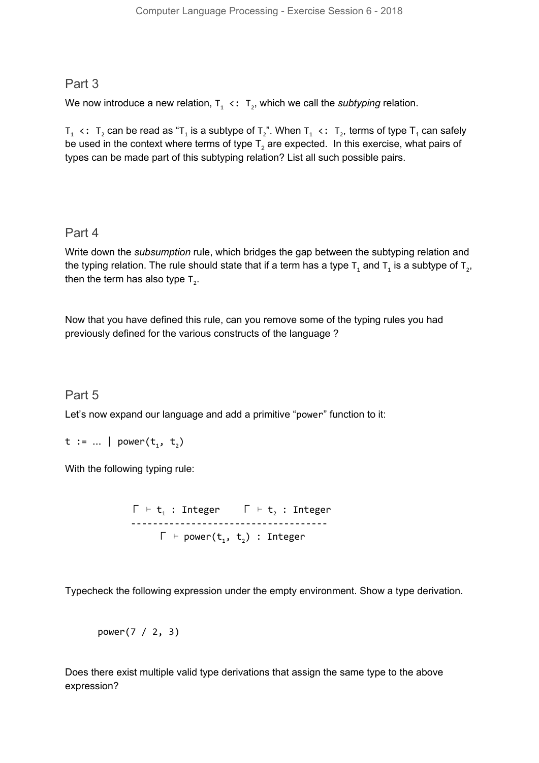## Part 3

We now introduce a new relation, $T_1$ `<:` $T_2$, which we call the *subtyping* relation.

$T_1$ `<:` $T_2$ can be read as "$T_1$ is a subtype of $T_2$". When $T_1$ `<:` $T_2$, terms of type $T_1$ can safely be used in the context where terms of type $T_2$ are expected. In this exercise, what pairs of types can be made part of this subtyping relation? List all such possible pairs.

## Part 4

Write down the *subsumption* rule, which bridges the gap between the subtyping relation and the typing relation. The rule should state that if a term has a type $T_1$ and $T_1$ is a subtype of $T_2$, then the term has also type $T_2$.

Now that you have defined this rule, can you remove some of the typing rules you had previously defined for the various constructs of the language ?

## Part 5

Let's now expand our language and add a primitive "`power`" function to it:

```
t := ... | power(t₁, t₂)
```

With the following typing rule:

$$\frac{\Gamma \vdash t_1 : \texttt{Integer} \qquad \Gamma \vdash t_2 : \texttt{Integer}}{\Gamma \vdash \texttt{power}(t_1,\ t_2) : \texttt{Integer}}$$

Typecheck the following expression under the empty environment. Show a type derivation.

```
power(7 / 2, 3)
```

Does there exist multiple valid type derivations that assign the same type to the above expression?